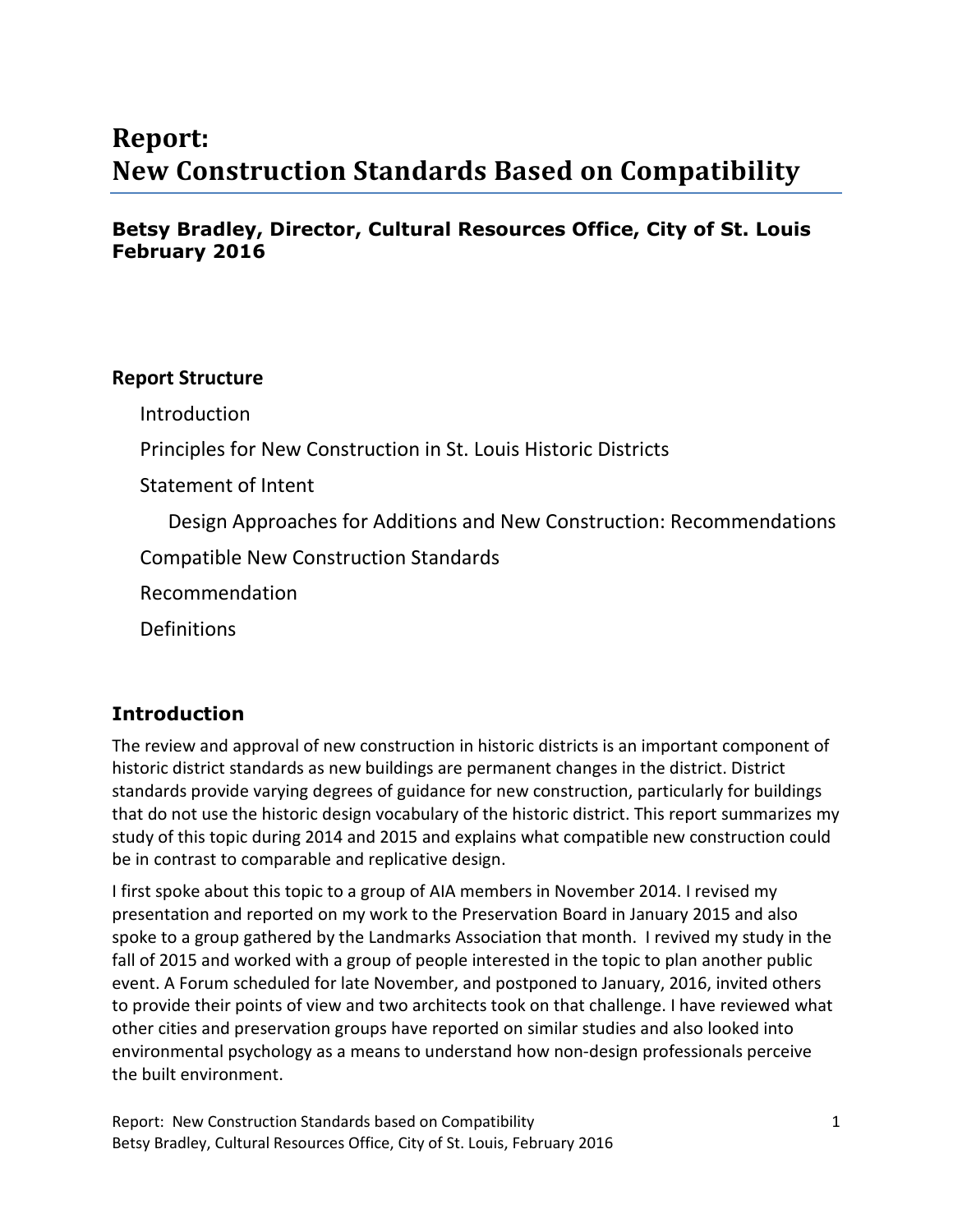# Report:
# New Construction Standards Based on Compatibility

**Betsy Bradley, Director, Cultural Resources Office, City of St. Louis**
**February 2016**

### Report Structure

- Introduction
- Principles for New Construction in St. Louis Historic Districts
- Statement of Intent
  - Design Approaches for Additions and New Construction: Recommendations
- Compatible New Construction Standards
- Recommendation
- Definitions

## Introduction

The review and approval of new construction in historic districts is an important component of historic district standards as new buildings are permanent changes in the district. District standards provide varying degrees of guidance for new construction, particularly for buildings that do not use the historic design vocabulary of the historic district. This report summarizes my study of this topic during 2014 and 2015 and explains what compatible new construction could be in contrast to comparable and replicative design.

I first spoke about this topic to a group of AIA members in November 2014. I revised my presentation and reported on my work to the Preservation Board in January 2015 and also spoke to a group gathered by the Landmarks Association that month. I revived my study in the fall of 2015 and worked with a group of people interested in the topic to plan another public event. A Forum scheduled for late November, and postponed to January, 2016, invited others to provide their points of view and two architects took on that challenge. I have reviewed what other cities and preservation groups have reported on similar studies and also looked into environmental psychology as a means to understand how non-design professionals perceive the built environment.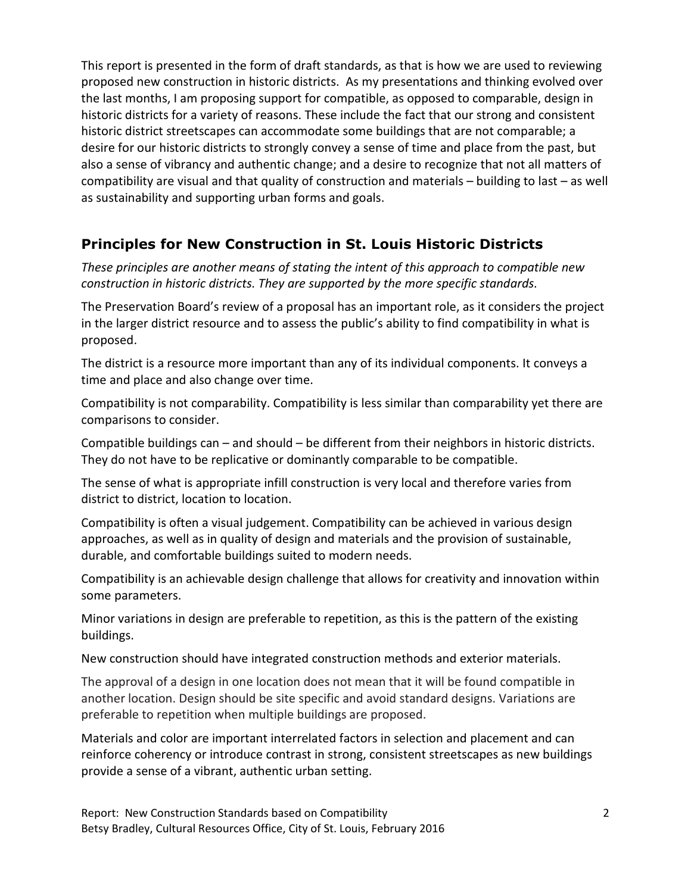This report is presented in the form of draft standards, as that is how we are used to reviewing proposed new construction in historic districts. As my presentations and thinking evolved over the last months, I am proposing support for compatible, as opposed to comparable, design in historic districts for a variety of reasons. These include the fact that our strong and consistent historic district streetscapes can accommodate some buildings that are not comparable; a desire for our historic districts to strongly convey a sense of time and place from the past, but also a sense of vibrancy and authentic change; and a desire to recognize that not all matters of compatibility are visual and that quality of construction and materials – building to last – as well as sustainability and supporting urban forms and goals.

## Principles for New Construction in St. Louis Historic Districts

*These principles are another means of stating the intent of this approach to compatible new construction in historic districts. They are supported by the more specific standards.*

The Preservation Board's review of a proposal has an important role, as it considers the project in the larger district resource and to assess the public's ability to find compatibility in what is proposed.

The district is a resource more important than any of its individual components. It conveys a time and place and also change over time.

Compatibility is not comparability. Compatibility is less similar than comparability yet there are comparisons to consider.

Compatible buildings can – and should – be different from their neighbors in historic districts. They do not have to be replicative or dominantly comparable to be compatible.

The sense of what is appropriate infill construction is very local and therefore varies from district to district, location to location.

Compatibility is often a visual judgement. Compatibility can be achieved in various design approaches, as well as in quality of design and materials and the provision of sustainable, durable, and comfortable buildings suited to modern needs.

Compatibility is an achievable design challenge that allows for creativity and innovation within some parameters.

Minor variations in design are preferable to repetition, as this is the pattern of the existing buildings.

New construction should have integrated construction methods and exterior materials.

The approval of a design in one location does not mean that it will be found compatible in another location. Design should be site specific and avoid standard designs. Variations are preferable to repetition when multiple buildings are proposed.

Materials and color are important interrelated factors in selection and placement and can reinforce coherency or introduce contrast in strong, consistent streetscapes as new buildings provide a sense of a vibrant, authentic urban setting.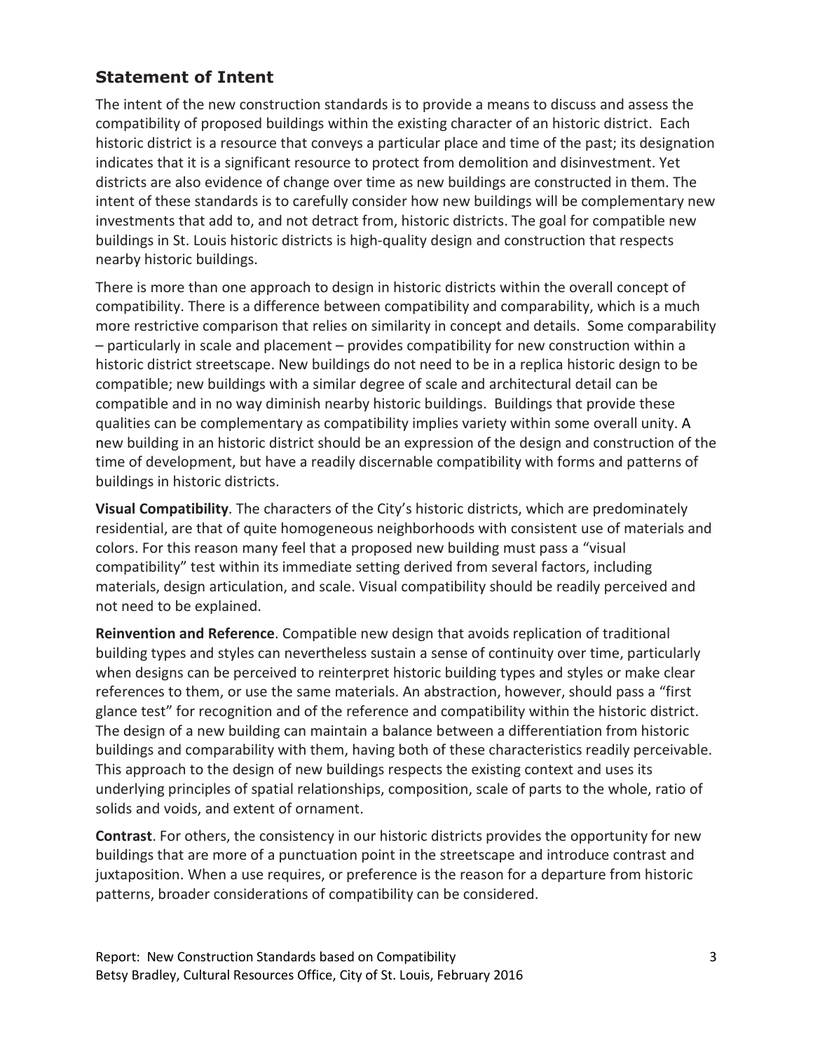## Statement of Intent

The intent of the new construction standards is to provide a means to discuss and assess the compatibility of proposed buildings within the existing character of an historic district. Each historic district is a resource that conveys a particular place and time of the past; its designation indicates that it is a significant resource to protect from demolition and disinvestment. Yet districts are also evidence of change over time as new buildings are constructed in them. The intent of these standards is to carefully consider how new buildings will be complementary new investments that add to, and not detract from, historic districts. The goal for compatible new buildings in St. Louis historic districts is high-quality design and construction that respects nearby historic buildings.

There is more than one approach to design in historic districts within the overall concept of compatibility. There is a difference between compatibility and comparability, which is a much more restrictive comparison that relies on similarity in concept and details. Some comparability – particularly in scale and placement – provides compatibility for new construction within a historic district streetscape. New buildings do not need to be in a replica historic design to be compatible; new buildings with a similar degree of scale and architectural detail can be compatible and in no way diminish nearby historic buildings. Buildings that provide these qualities can be complementary as compatibility implies variety within some overall unity. A new building in an historic district should be an expression of the design and construction of the time of development, but have a readily discernable compatibility with forms and patterns of buildings in historic districts.

**Visual Compatibility**. The characters of the City's historic districts, which are predominately residential, are that of quite homogeneous neighborhoods with consistent use of materials and colors. For this reason many feel that a proposed new building must pass a "visual compatibility" test within its immediate setting derived from several factors, including materials, design articulation, and scale. Visual compatibility should be readily perceived and not need to be explained.

**Reinvention and Reference**. Compatible new design that avoids replication of traditional building types and styles can nevertheless sustain a sense of continuity over time, particularly when designs can be perceived to reinterpret historic building types and styles or make clear references to them, or use the same materials. An abstraction, however, should pass a "first glance test" for recognition and of the reference and compatibility within the historic district. The design of a new building can maintain a balance between a differentiation from historic buildings and comparability with them, having both of these characteristics readily perceivable. This approach to the design of new buildings respects the existing context and uses its underlying principles of spatial relationships, composition, scale of parts to the whole, ratio of solids and voids, and extent of ornament.

**Contrast**. For others, the consistency in our historic districts provides the opportunity for new buildings that are more of a punctuation point in the streetscape and introduce contrast and juxtaposition. When a use requires, or preference is the reason for a departure from historic patterns, broader considerations of compatibility can be considered.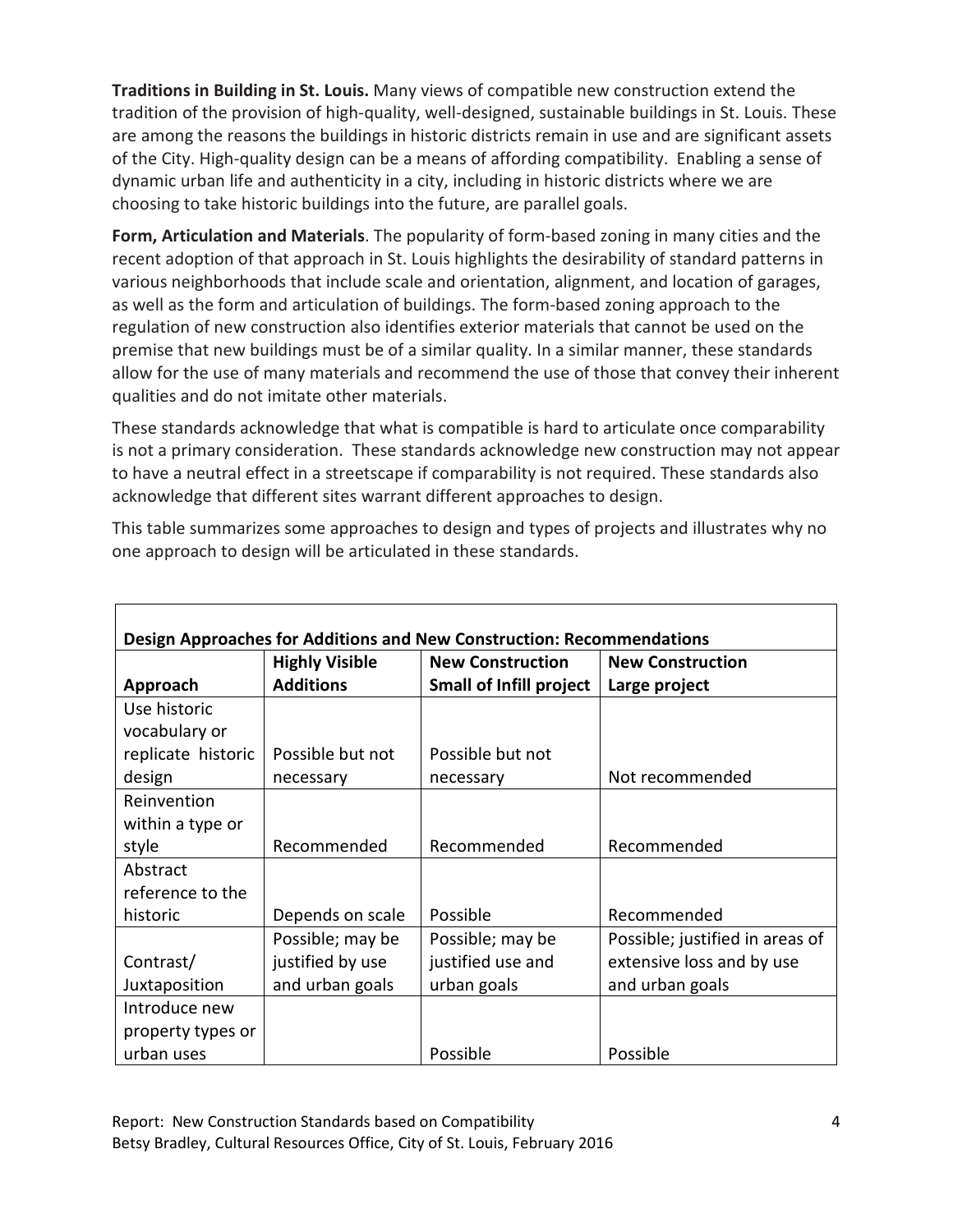**Traditions in Building in St. Louis.** Many views of compatible new construction extend the tradition of the provision of high-quality, well-designed, sustainable buildings in St. Louis. These are among the reasons the buildings in historic districts remain in use and are significant assets of the City. High-quality design can be a means of affording compatibility. Enabling a sense of dynamic urban life and authenticity in a city, including in historic districts where we are choosing to take historic buildings into the future, are parallel goals.

**Form, Articulation and Materials**. The popularity of form-based zoning in many cities and the recent adoption of that approach in St. Louis highlights the desirability of standard patterns in various neighborhoods that include scale and orientation, alignment, and location of garages, as well as the form and articulation of buildings. The form-based zoning approach to the regulation of new construction also identifies exterior materials that cannot be used on the premise that new buildings must be of a similar quality. In a similar manner, these standards allow for the use of many materials and recommend the use of those that convey their inherent qualities and do not imitate other materials.

These standards acknowledge that what is compatible is hard to articulate once comparability is not a primary consideration. These standards acknowledge new construction may not appear to have a neutral effect in a streetscape if comparability is not required. These standards also acknowledge that different sites warrant different approaches to design.

This table summarizes some approaches to design and types of projects and illustrates why no one approach to design will be articulated in these standards.

**Design Approaches for Additions and New Construction: Recommendations**

| Approach | Highly Visible Additions | New Construction Small of Infill project | New Construction Large project |
|---|---|---|---|
| Use historic vocabulary or replicate historic design | Possible but not necessary | Possible but not necessary | Not recommended |
| Reinvention within a type or style | Recommended | Recommended | Recommended |
| Abstract reference to the historic | Depends on scale | Possible | Recommended |
| Contrast/ Juxtaposition | Possible; may be justified by use and urban goals | Possible; may be justified use and urban goals | Possible; justified in areas of extensive loss and by use and urban goals |
| Introduce new property types or urban uses | | Possible | Possible |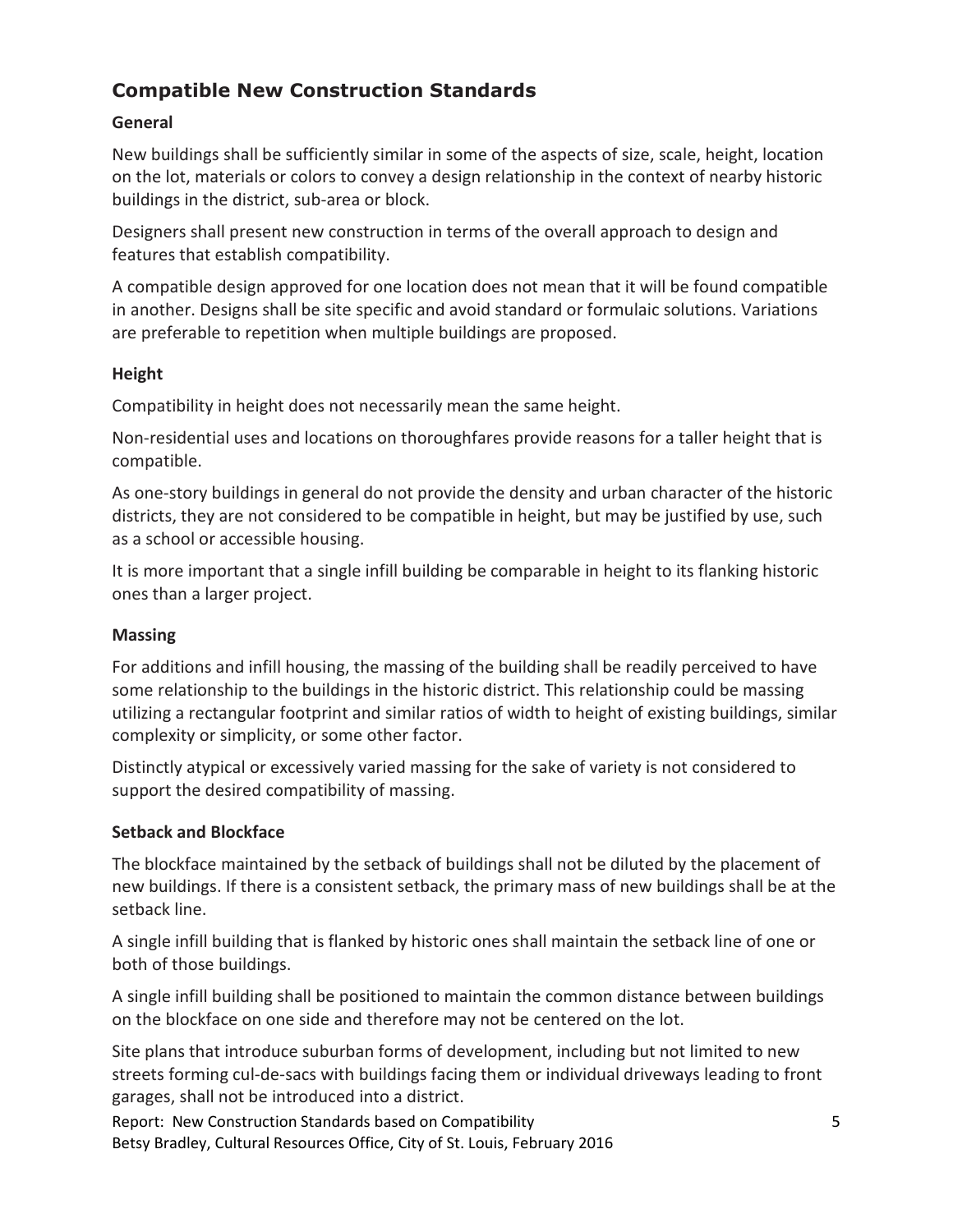## Compatible New Construction Standards

### General

New buildings shall be sufficiently similar in some of the aspects of size, scale, height, location on the lot, materials or colors to convey a design relationship in the context of nearby historic buildings in the district, sub-area or block.

Designers shall present new construction in terms of the overall approach to design and features that establish compatibility.

A compatible design approved for one location does not mean that it will be found compatible in another. Designs shall be site specific and avoid standard or formulaic solutions. Variations are preferable to repetition when multiple buildings are proposed.

### Height

Compatibility in height does not necessarily mean the same height.

Non-residential uses and locations on thoroughfares provide reasons for a taller height that is compatible.

As one-story buildings in general do not provide the density and urban character of the historic districts, they are not considered to be compatible in height, but may be justified by use, such as a school or accessible housing.

It is more important that a single infill building be comparable in height to its flanking historic ones than a larger project.

### Massing

For additions and infill housing, the massing of the building shall be readily perceived to have some relationship to the buildings in the historic district. This relationship could be massing utilizing a rectangular footprint and similar ratios of width to height of existing buildings, similar complexity or simplicity, or some other factor.

Distinctly atypical or excessively varied massing for the sake of variety is not considered to support the desired compatibility of massing.

### Setback and Blockface

The blockface maintained by the setback of buildings shall not be diluted by the placement of new buildings. If there is a consistent setback, the primary mass of new buildings shall be at the setback line.

A single infill building that is flanked by historic ones shall maintain the setback line of one or both of those buildings.

A single infill building shall be positioned to maintain the common distance between buildings on the blockface on one side and therefore may not be centered on the lot.

Site plans that introduce suburban forms of development, including but not limited to new streets forming cul-de-sacs with buildings facing them or individual driveways leading to front garages, shall not be introduced into a district.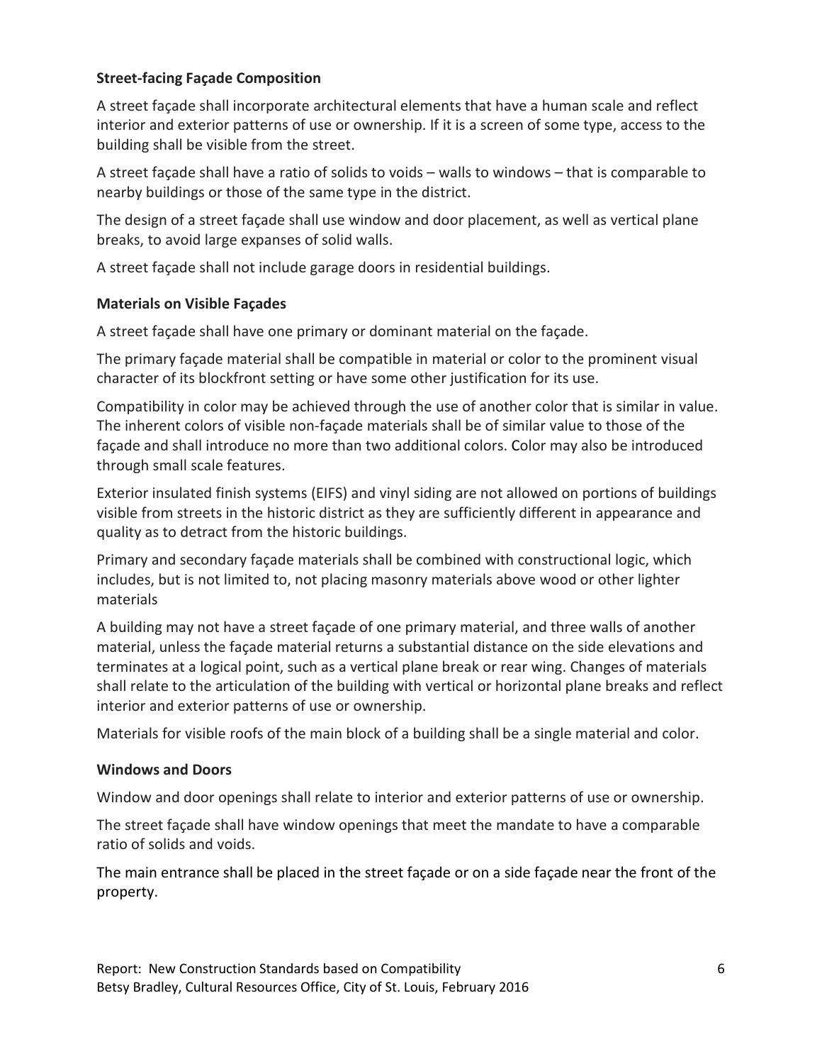### Street-facing Façade Composition

A street façade shall incorporate architectural elements that have a human scale and reflect interior and exterior patterns of use or ownership. If it is a screen of some type, access to the building shall be visible from the street.

A street façade shall have a ratio of solids to voids – walls to windows – that is comparable to nearby buildings or those of the same type in the district.

The design of a street façade shall use window and door placement, as well as vertical plane breaks, to avoid large expanses of solid walls.

A street façade shall not include garage doors in residential buildings.

### Materials on Visible Façades

A street façade shall have one primary or dominant material on the façade.

The primary façade material shall be compatible in material or color to the prominent visual character of its blockfront setting or have some other justification for its use.

Compatibility in color may be achieved through the use of another color that is similar in value. The inherent colors of visible non-façade materials shall be of similar value to those of the façade and shall introduce no more than two additional colors. Color may also be introduced through small scale features.

Exterior insulated finish systems (EIFS) and vinyl siding are not allowed on portions of buildings visible from streets in the historic district as they are sufficiently different in appearance and quality as to detract from the historic buildings.

Primary and secondary façade materials shall be combined with constructional logic, which includes, but is not limited to, not placing masonry materials above wood or other lighter materials

A building may not have a street façade of one primary material, and three walls of another material, unless the façade material returns a substantial distance on the side elevations and terminates at a logical point, such as a vertical plane break or rear wing. Changes of materials shall relate to the articulation of the building with vertical or horizontal plane breaks and reflect interior and exterior patterns of use or ownership.

Materials for visible roofs of the main block of a building shall be a single material and color.

### Windows and Doors

Window and door openings shall relate to interior and exterior patterns of use or ownership.

The street façade shall have window openings that meet the mandate to have a comparable ratio of solids and voids.

The main entrance shall be placed in the street façade or on a side façade near the front of the property.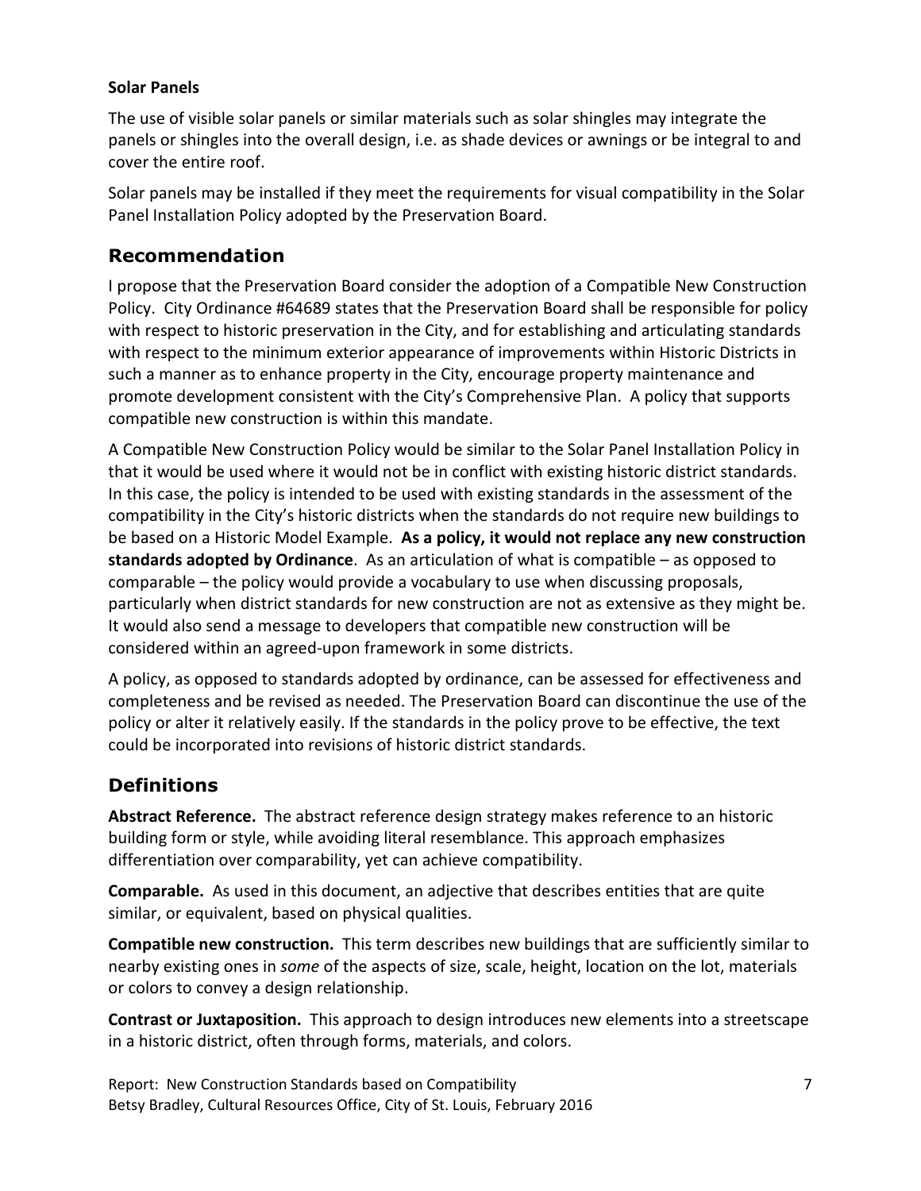**Solar Panels**

The use of visible solar panels or similar materials such as solar shingles may integrate the panels or shingles into the overall design, i.e. as shade devices or awnings or be integral to and cover the entire roof.

Solar panels may be installed if they meet the requirements for visual compatibility in the Solar Panel Installation Policy adopted by the Preservation Board.

## Recommendation

I propose that the Preservation Board consider the adoption of a Compatible New Construction Policy. City Ordinance #64689 states that the Preservation Board shall be responsible for policy with respect to historic preservation in the City, and for establishing and articulating standards with respect to the minimum exterior appearance of improvements within Historic Districts in such a manner as to enhance property in the City, encourage property maintenance and promote development consistent with the City's Comprehensive Plan. A policy that supports compatible new construction is within this mandate.

A Compatible New Construction Policy would be similar to the Solar Panel Installation Policy in that it would be used where it would not be in conflict with existing historic district standards. In this case, the policy is intended to be used with existing standards in the assessment of the compatibility in the City's historic districts when the standards do not require new buildings to be based on a Historic Model Example. **As a policy, it would not replace any new construction standards adopted by Ordinance**. As an articulation of what is compatible – as opposed to comparable – the policy would provide a vocabulary to use when discussing proposals, particularly when district standards for new construction are not as extensive as they might be. It would also send a message to developers that compatible new construction will be considered within an agreed-upon framework in some districts.

A policy, as opposed to standards adopted by ordinance, can be assessed for effectiveness and completeness and be revised as needed. The Preservation Board can discontinue the use of the policy or alter it relatively easily. If the standards in the policy prove to be effective, the text could be incorporated into revisions of historic district standards.

## Definitions

**Abstract Reference.** The abstract reference design strategy makes reference to an historic building form or style, while avoiding literal resemblance. This approach emphasizes differentiation over comparability, yet can achieve compatibility.

**Comparable.** As used in this document, an adjective that describes entities that are quite similar, or equivalent, based on physical qualities.

**Compatible new construction.** This term describes new buildings that are sufficiently similar to nearby existing ones in *some* of the aspects of size, scale, height, location on the lot, materials or colors to convey a design relationship.

**Contrast or Juxtaposition.** This approach to design introduces new elements into a streetscape in a historic district, often through forms, materials, and colors.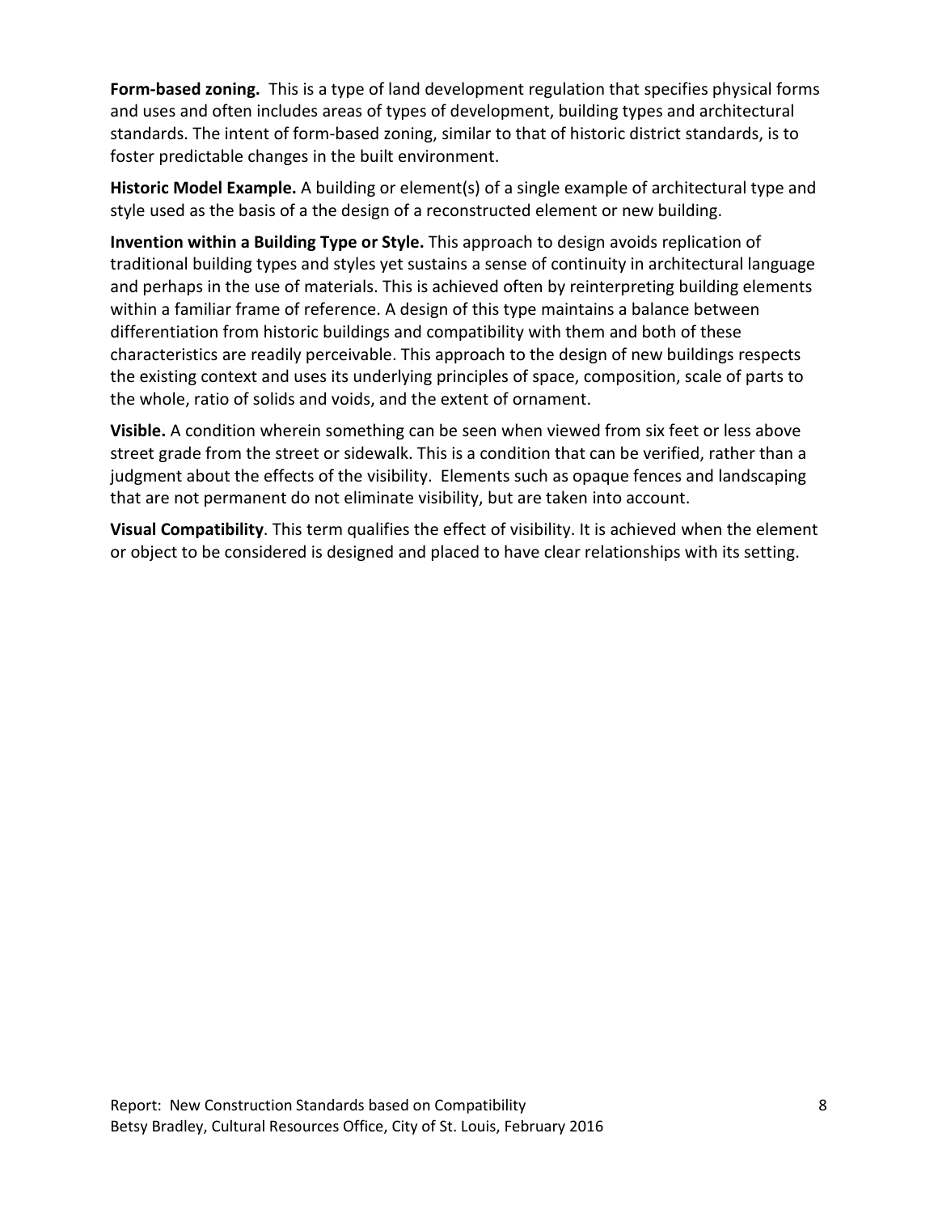**Form-based zoning.** This is a type of land development regulation that specifies physical forms and uses and often includes areas of types of development, building types and architectural standards. The intent of form-based zoning, similar to that of historic district standards, is to foster predictable changes in the built environment.

**Historic Model Example.** A building or element(s) of a single example of architectural type and style used as the basis of a the design of a reconstructed element or new building.

**Invention within a Building Type or Style.** This approach to design avoids replication of traditional building types and styles yet sustains a sense of continuity in architectural language and perhaps in the use of materials. This is achieved often by reinterpreting building elements within a familiar frame of reference. A design of this type maintains a balance between differentiation from historic buildings and compatibility with them and both of these characteristics are readily perceivable. This approach to the design of new buildings respects the existing context and uses its underlying principles of space, composition, scale of parts to the whole, ratio of solids and voids, and the extent of ornament.

**Visible.** A condition wherein something can be seen when viewed from six feet or less above street grade from the street or sidewalk. This is a condition that can be verified, rather than a judgment about the effects of the visibility. Elements such as opaque fences and landscaping that are not permanent do not eliminate visibility, but are taken into account.

**Visual Compatibility**. This term qualifies the effect of visibility. It is achieved when the element or object to be considered is designed and placed to have clear relationships with its setting.